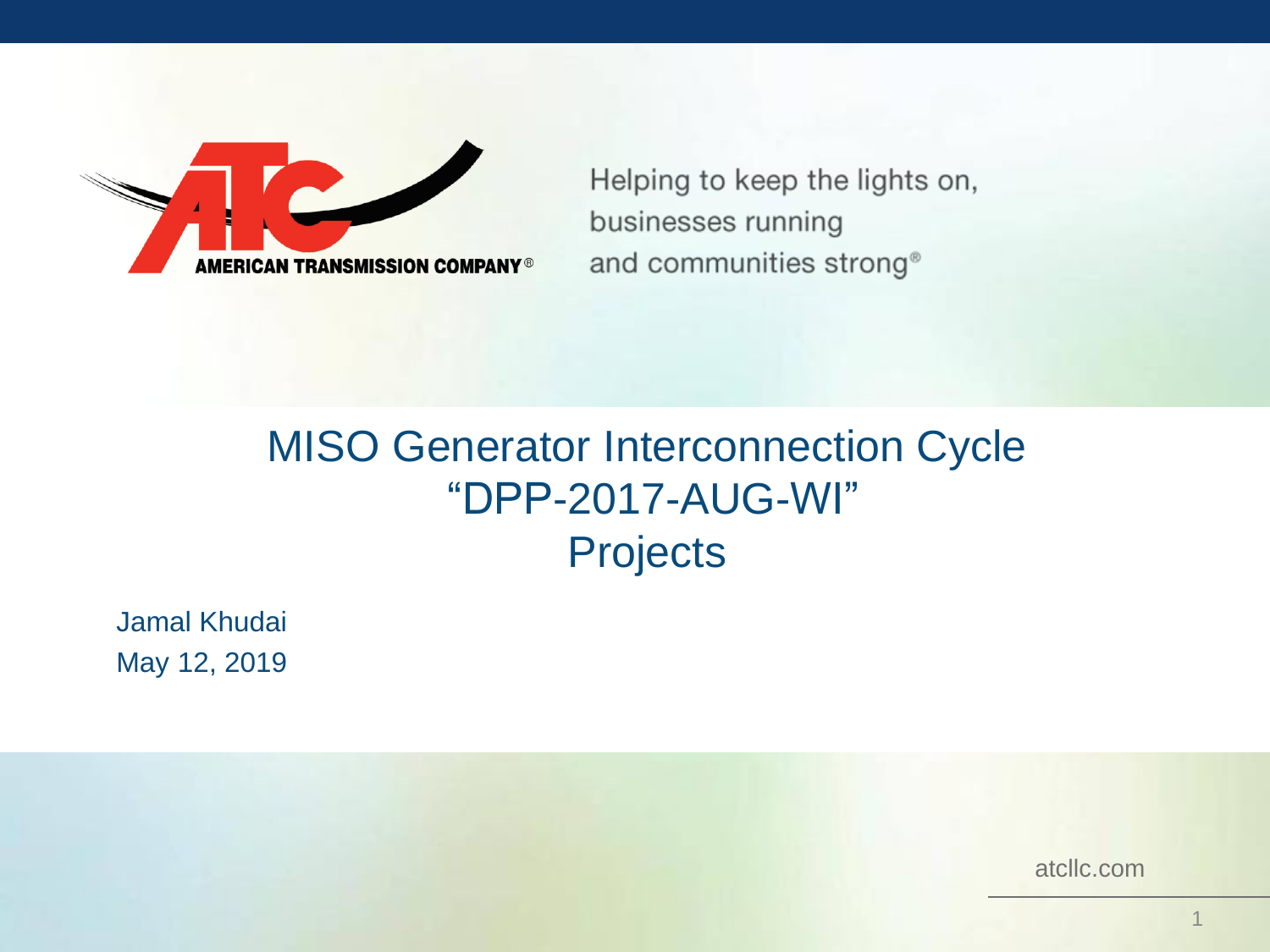AMERICAN TRANSMISSION COMPANY®

Helping to keep the lights on,
businesses running
and communities strong®

# MISO Generator Interconnection Cycle “DPP-2017-AUG-WI” Projects

Jamal Khudai
May 12, 2019

atcllc.com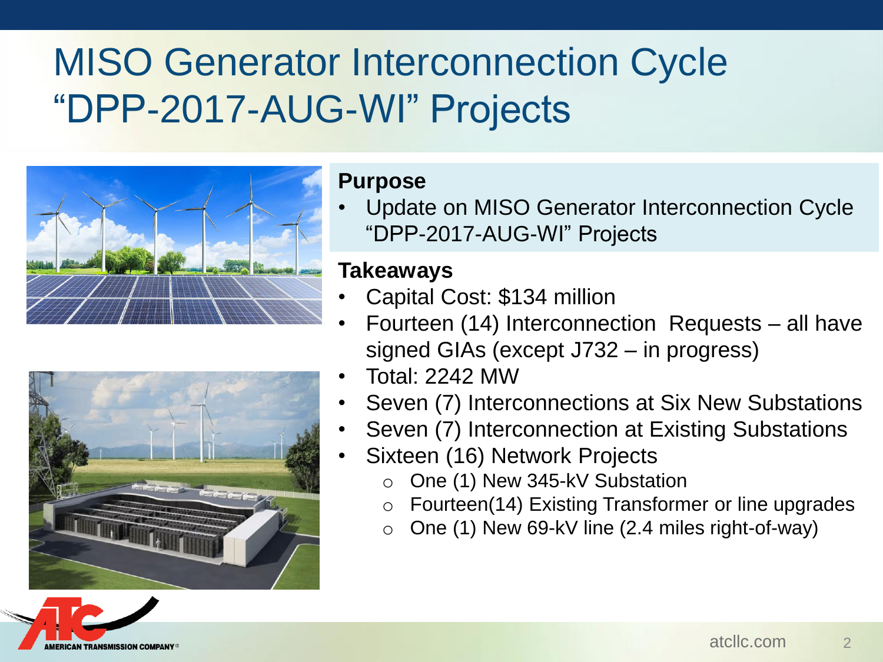# MISO Generator Interconnection Cycle "DPP-2017-AUG-WI" Projects

**Purpose**

- Update on MISO Generator Interconnection Cycle "DPP-2017-AUG-WI" Projects

**Takeaways**

- Capital Cost: $134 million
- Fourteen (14) Interconnection Requests – all have signed GIAs (except J732 – in progress)
- Total: 2242 MW
- Seven (7) Interconnections at Six New Substations
- Seven (7) Interconnection at Existing Substations
- Sixteen (16) Network Projects
  - One (1) New 345-kV Substation
  - Fourteen(14) Existing Transformer or line upgrades
  - One (1) New 69-kV line (2.4 miles right-of-way)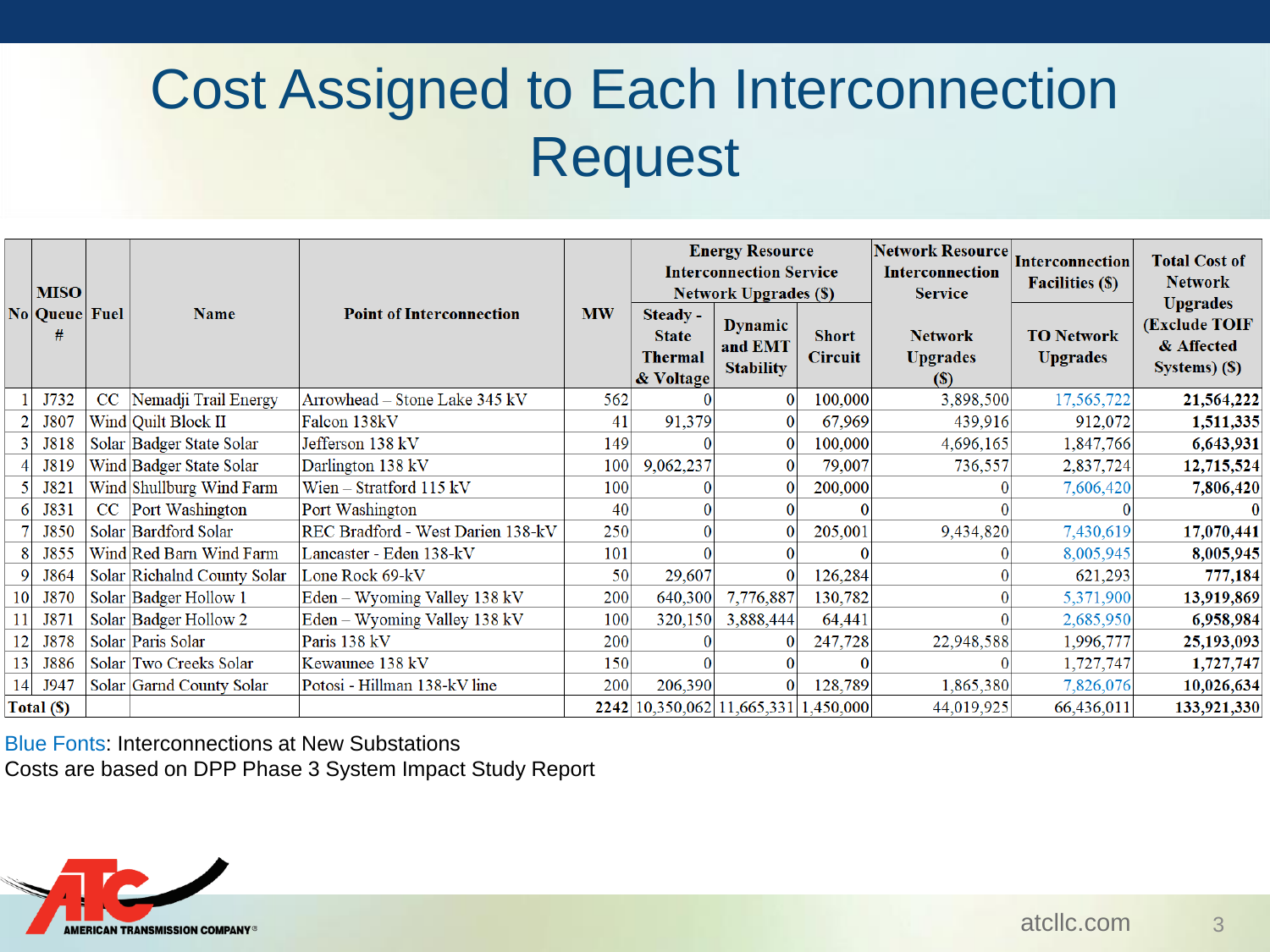# Cost Assigned to Each Interconnection Request

| No | MISO Queue # | Fuel | Name | Point of Interconnection | MW | Energy Resource Interconnection Service Network Upgrades ($) | | | Network Resource Interconnection Service | Interconnection Facilities ($) | Total Cost of Network Upgrades (Exclude TOIF & Affected Systems) ($) |
|---|---|---|---|---|---|---|---|---|---|---|---|
| | | | | | | Steady - State Thermal & Voltage | Dynamic and EMT Stability | Short Circuit | Network Upgrades ($) | TO Network Upgrades | |
| 1 | J732 | CC | Nemadji Trail Energy | Arrowhead – Stone Lake 345 kV | 562 | 0 | 0 | 100,000 | 3,898,500 | 17,565,722 | **21,564,222** |
| 2 | J807 | Wind | Quilt Block II | Falcon 138kV | 41 | 91,379 | 0 | 67,969 | 439,916 | 912,072 | **1,511,335** |
| 3 | J818 | Solar | Badger State Solar | Jefferson 138 kV | 149 | 0 | 0 | 100,000 | 4,696,165 | 1,847,766 | **6,643,931** |
| 4 | J819 | Wind | Badger State Solar | Darlington 138 kV | 100 | 9,062,237 | 0 | 79,007 | 736,557 | 2,837,724 | **12,715,524** |
| 5 | J821 | Wind | Shullburg Wind Farm | Wien – Stratford 115 kV | 100 | 0 | 0 | 200,000 | 0 | 7,606,420 | **7,806,420** |
| 6 | J831 | CC | Port Washington | Port Washington | 40 | 0 | 0 | 0 | 0 | 0 | **0** |
| 7 | J850 | Solar | Bardford Solar | REC Bradford - West Darien 138-kV | 250 | 0 | 0 | 205,001 | 9,434,820 | 7,430,619 | **17,070,441** |
| 8 | J855 | Wind | Red Barn Wind Farm | Lancaster - Eden 138-kV | 101 | 0 | 0 | 0 | 0 | 8,005,945 | **8,005,945** |
| 9 | J864 | Solar | Richalnd County Solar | Lone Rock 69-kV | 50 | 29,607 | 0 | 126,284 | 0 | 621,293 | **777,184** |
| 10 | J870 | Solar | Badger Hollow 1 | Eden – Wyoming Valley 138 kV | 200 | 640,300 | 7,776,887 | 130,782 | 0 | 5,371,900 | **13,919,869** |
| 11 | J871 | Solar | Badger Hollow 2 | Eden – Wyoming Valley 138 kV | 100 | 320,150 | 3,888,444 | 64,441 | 0 | 2,685,950 | **6,958,984** |
| 12 | J878 | Solar | Paris Solar | Paris 138 kV | 200 | 0 | 0 | 247,728 | 22,948,588 | 1,996,777 | **25,193,093** |
| 13 | J886 | Solar | Two Creeks Solar | Kewaunee 138 kV | 150 | 0 | 0 | 0 | 0 | 1,727,747 | **1,727,747** |
| 14 | J947 | Solar | Garnd County Solar | Potosi - Hillman 138-kV line | 200 | 206,390 | 0 | 128,789 | 1,865,380 | 7,826,076 | **10,026,634** |
| **Total ($)** | | | | | 2242 | 10,350,062 | 11,665,331 | 1,450,000 | 44,019,925 | 66,436,011 | 133,921,330 |

Blue Fonts: Interconnections at New Substations

Costs are based on DPP Phase 3 System Impact Study Report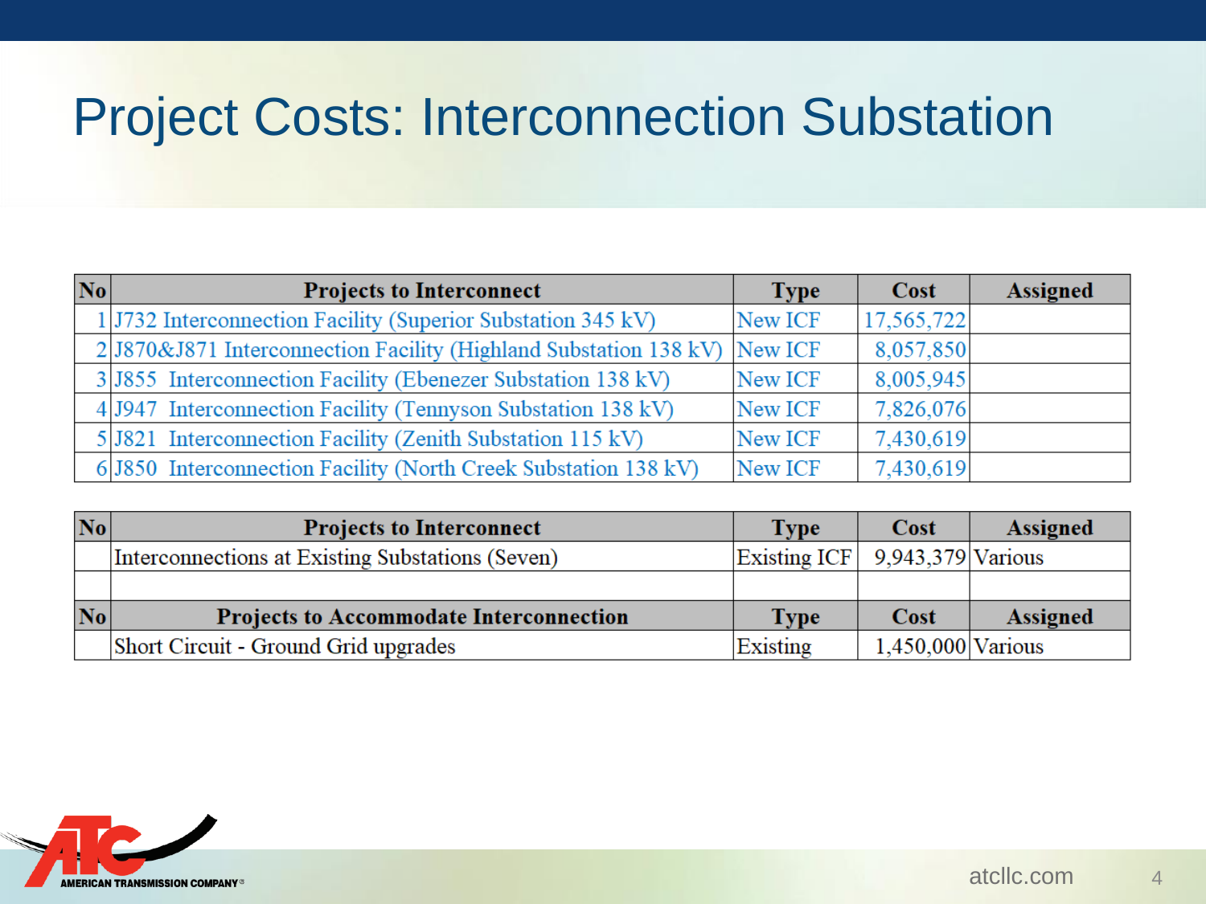# Project Costs: Interconnection Substation

| No | Projects to Interconnect | Type | Cost | Assigned |
|---|---|---|---|---|
| 1 | J732 Interconnection Facility (Superior Substation 345 kV) | New ICF | 17,565,722 | |
| 2 | J870&J871 Interconnection Facility (Highland Substation 138 kV) | New ICF | 8,057,850 | |
| 3 | J855 Interconnection Facility (Ebenezer Substation 138 kV) | New ICF | 8,005,945 | |
| 4 | J947 Interconnection Facility (Tennyson Substation 138 kV) | New ICF | 7,826,076 | |
| 5 | J821 Interconnection Facility (Zenith Substation 115 kV) | New ICF | 7,430,619 | |
| 6 | J850 Interconnection Facility (North Creek Substation 138 kV) | New ICF | 7,430,619 | |

| No | Projects to Interconnect | Type | Cost | Assigned |
|---|---|---|---|---|
| | Interconnections at Existing Substations (Seven) | Existing ICF | 9,943,379 | Various |
| | | | | |
| **No** | **Projects to Accommodate Interconnection** | **Type** | **Cost** | **Assigned** |
| | Short Circuit - Ground Grid upgrades | Existing | 1,450,000 | Various |

AMERICAN TRANSMISSION COMPANY®

atcllc.com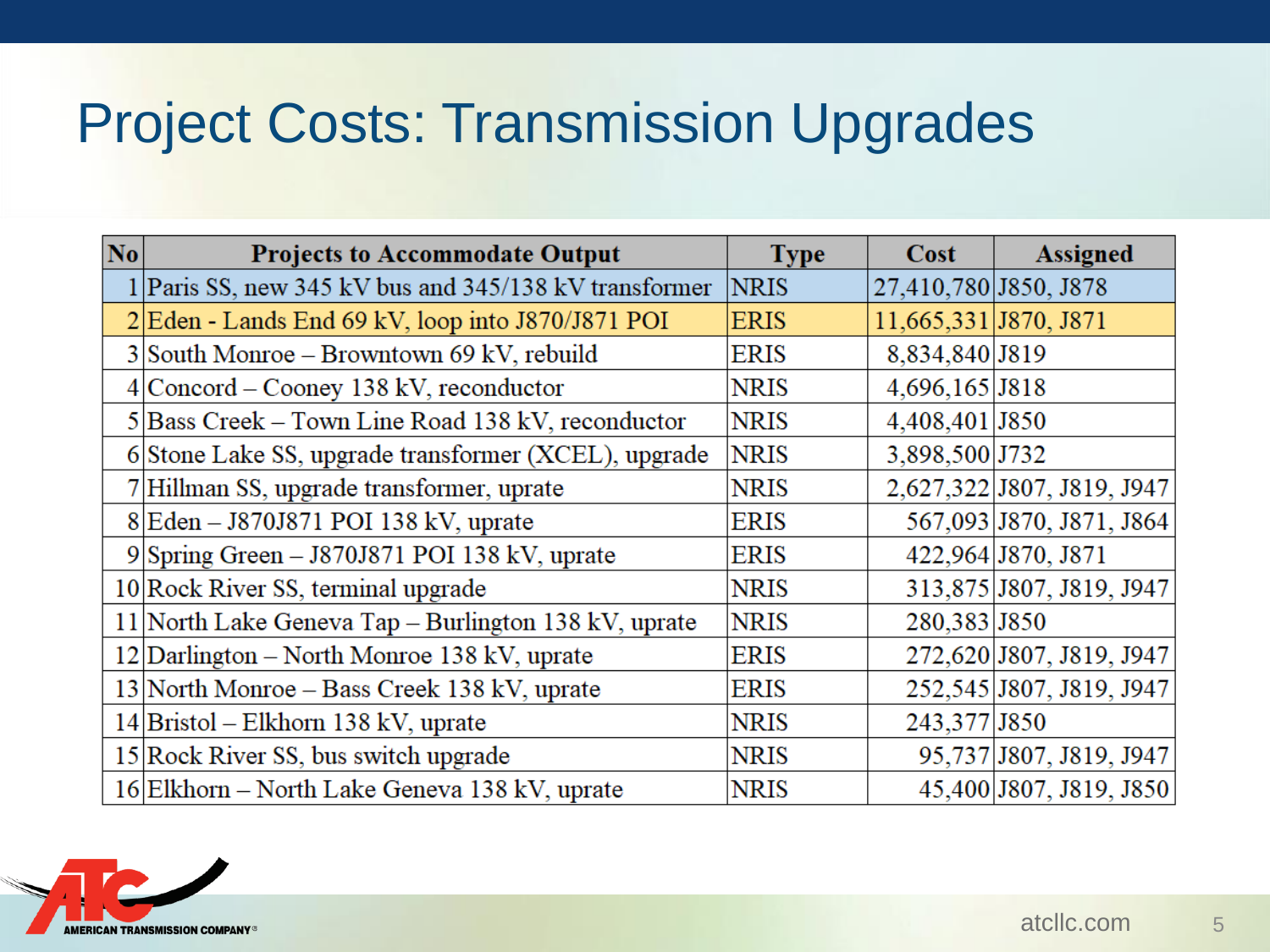# Project Costs: Transmission Upgrades

| No | Projects to Accommodate Output | Type | Cost | Assigned |
|---|---|---|---|---|
| 1 | Paris SS, new 345 kV bus and 345/138 kV transformer | NRIS | 27,410,780 | J850, J878 |
| 2 | Eden - Lands End 69 kV, loop into J870/J871 POI | ERIS | 11,665,331 | J870, J871 |
| 3 | South Monroe – Browntown 69 kV, rebuild | ERIS | 8,834,840 | J819 |
| 4 | Concord – Cooney 138 kV, reconductor | NRIS | 4,696,165 | J818 |
| 5 | Bass Creek – Town Line Road 138 kV, reconductor | NRIS | 4,408,401 | J850 |
| 6 | Stone Lake SS, upgrade transformer (XCEL), upgrade | NRIS | 3,898,500 | J732 |
| 7 | Hillman SS, upgrade transformer, uprate | NRIS | 2,627,322 | J807, J819, J947 |
| 8 | Eden – J870J871 POI 138 kV, uprate | ERIS | 567,093 | J870, J871, J864 |
| 9 | Spring Green – J870J871 POI 138 kV, uprate | ERIS | 422,964 | J870, J871 |
| 10 | Rock River SS, terminal upgrade | NRIS | 313,875 | J807, J819, J947 |
| 11 | North Lake Geneva Tap – Burlington 138 kV, uprate | NRIS | 280,383 | J850 |
| 12 | Darlington – North Monroe 138 kV, uprate | ERIS | 272,620 | J807, J819, J947 |
| 13 | North Monroe – Bass Creek 138 kV, uprate | ERIS | 252,545 | J807, J819, J947 |
| 14 | Bristol – Elkhorn 138 kV, uprate | NRIS | 243,377 | J850 |
| 15 | Rock River SS, bus switch upgrade | NRIS | 95,737 | J807, J819, J947 |
| 16 | Elkhorn – North Lake Geneva 138 kV, uprate | NRIS | 45,400 | J807, J819, J850 |

AMERICAN TRANSMISSION COMPANY

atcllc.com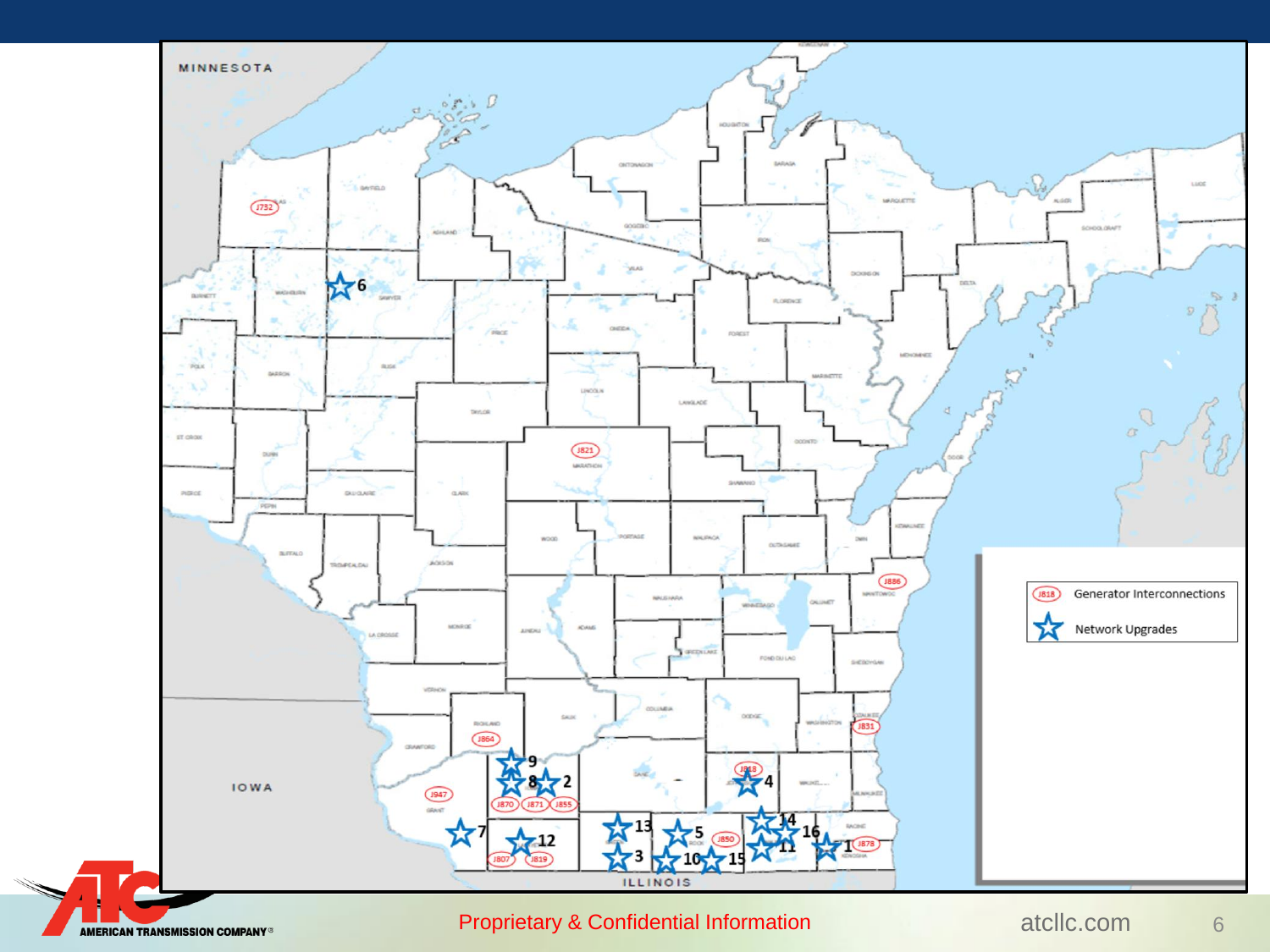MINNESOTA

IOWA

ILLINOIS

| Legend | |
|---|---|
| J818 | Generator Interconnections |
| ☆ | Network Upgrades |

Generator Interconnections shown: J732, J821, J886, J831, J864, J947, J870, J871, J855, J818, J807, J819, J850, J878

Network Upgrades shown: 1, 2, 3, 4, 5, 6, 7, 8, 9, 10, 11, 12, 13, 14, 15, 16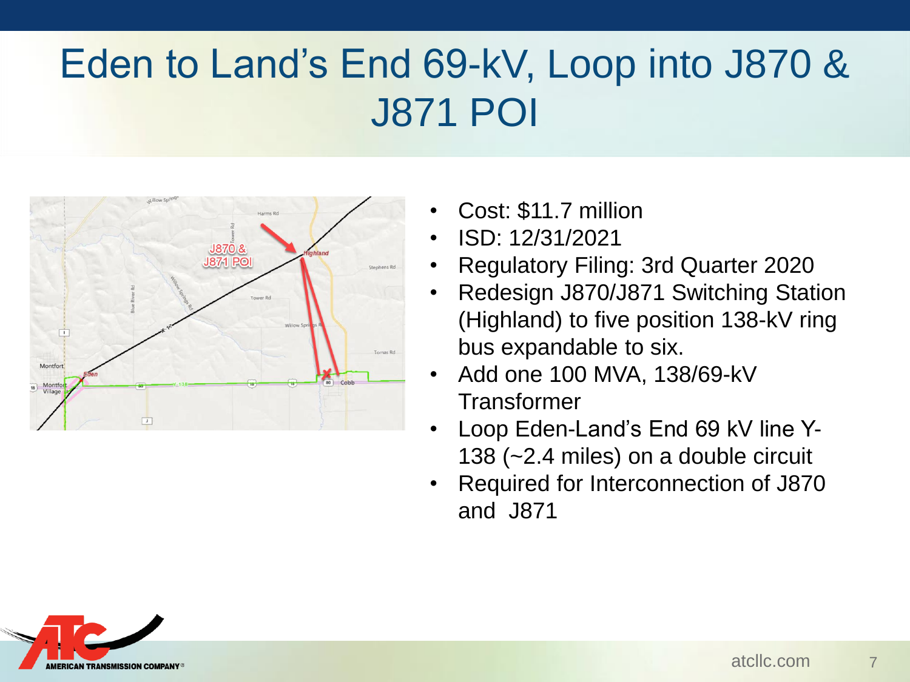# Eden to Land's End 69-kV, Loop into J870 & J871 POI

- Cost: $11.7 million
- ISD: 12/31/2021
- Regulatory Filing: 3rd Quarter 2020
- Redesign J870/J871 Switching Station (Highland) to five position 138-kV ring bus expandable to six.
- Add one 100 MVA, 138/69-kV Transformer
- Loop Eden-Land's End 69 kV line Y-138 (~2.4 miles) on a double circuit
- Required for Interconnection of J870 and J871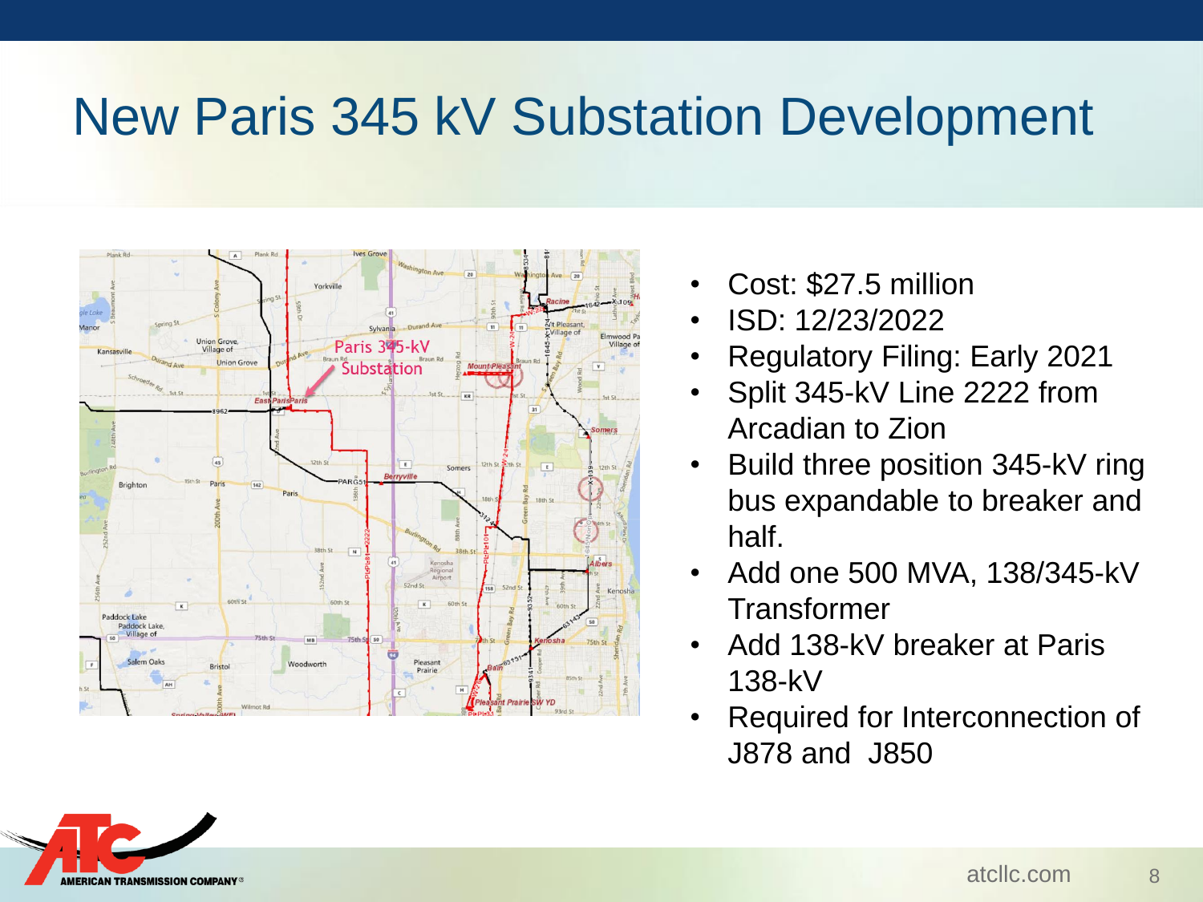# New Paris 345 kV Substation Development

- Cost: $27.5 million
- ISD: 12/23/2022
- Regulatory Filing: Early 2021
- Split 345-kV Line 2222 from Arcadian to Zion
- Build three position 345-kV ring bus expandable to breaker and half.
- Add one 500 MVA, 138/345-kV Transformer
- Add 138-kV breaker at Paris 138-kV
- Required for Interconnection of J878 and J850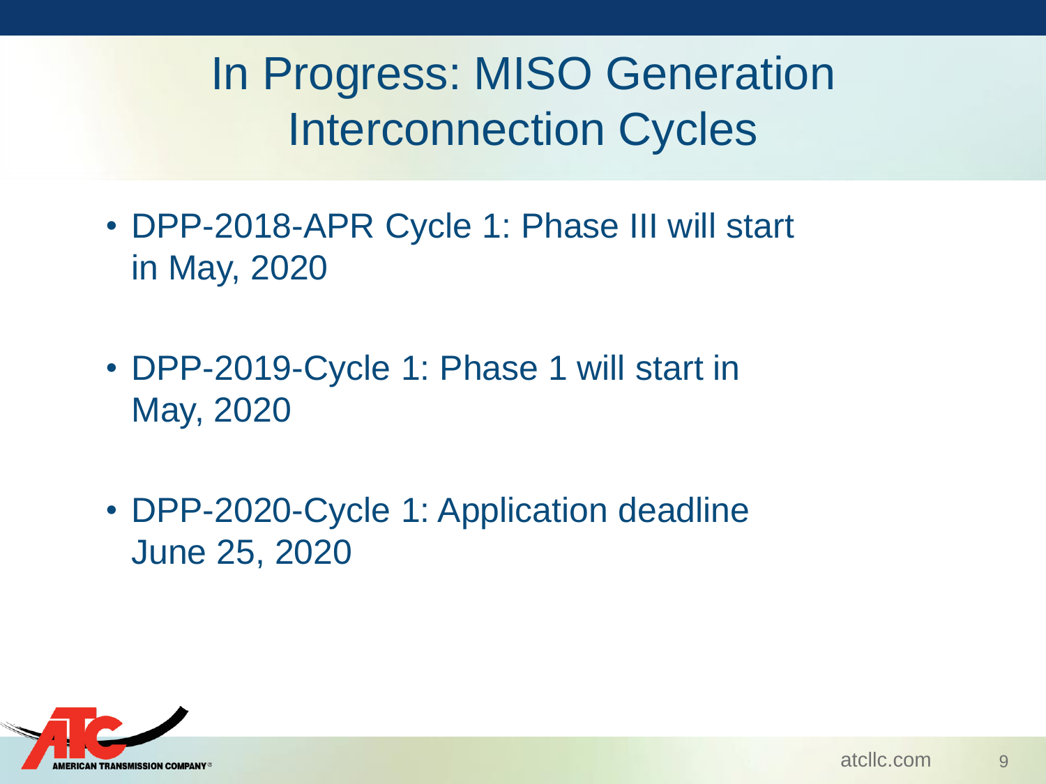# In Progress: MISO Generation Interconnection Cycles

- DPP-2018-APR Cycle 1: Phase III will start in May, 2020
- DPP-2019-Cycle 1: Phase 1 will start in May, 2020
- DPP-2020-Cycle 1: Application deadline June 25, 2020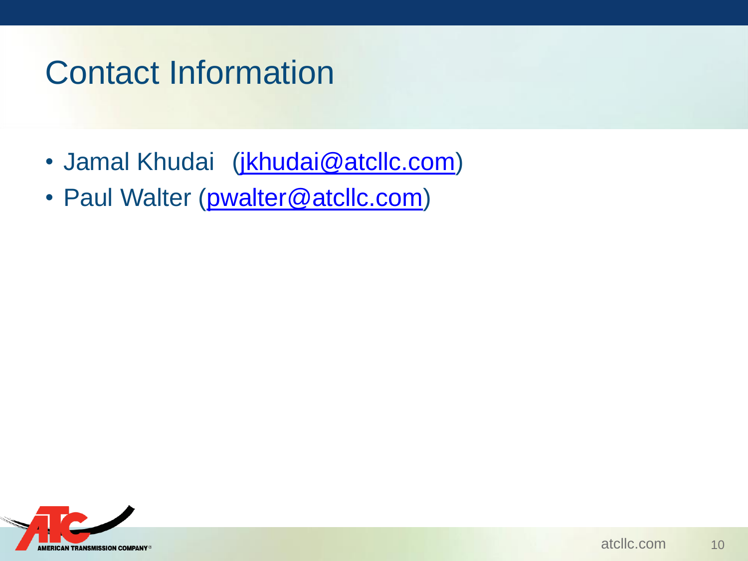# Contact Information

- Jamal Khudai (jkhudai@atcllc.com)
- Paul Walter (pwalter@atcllc.com)